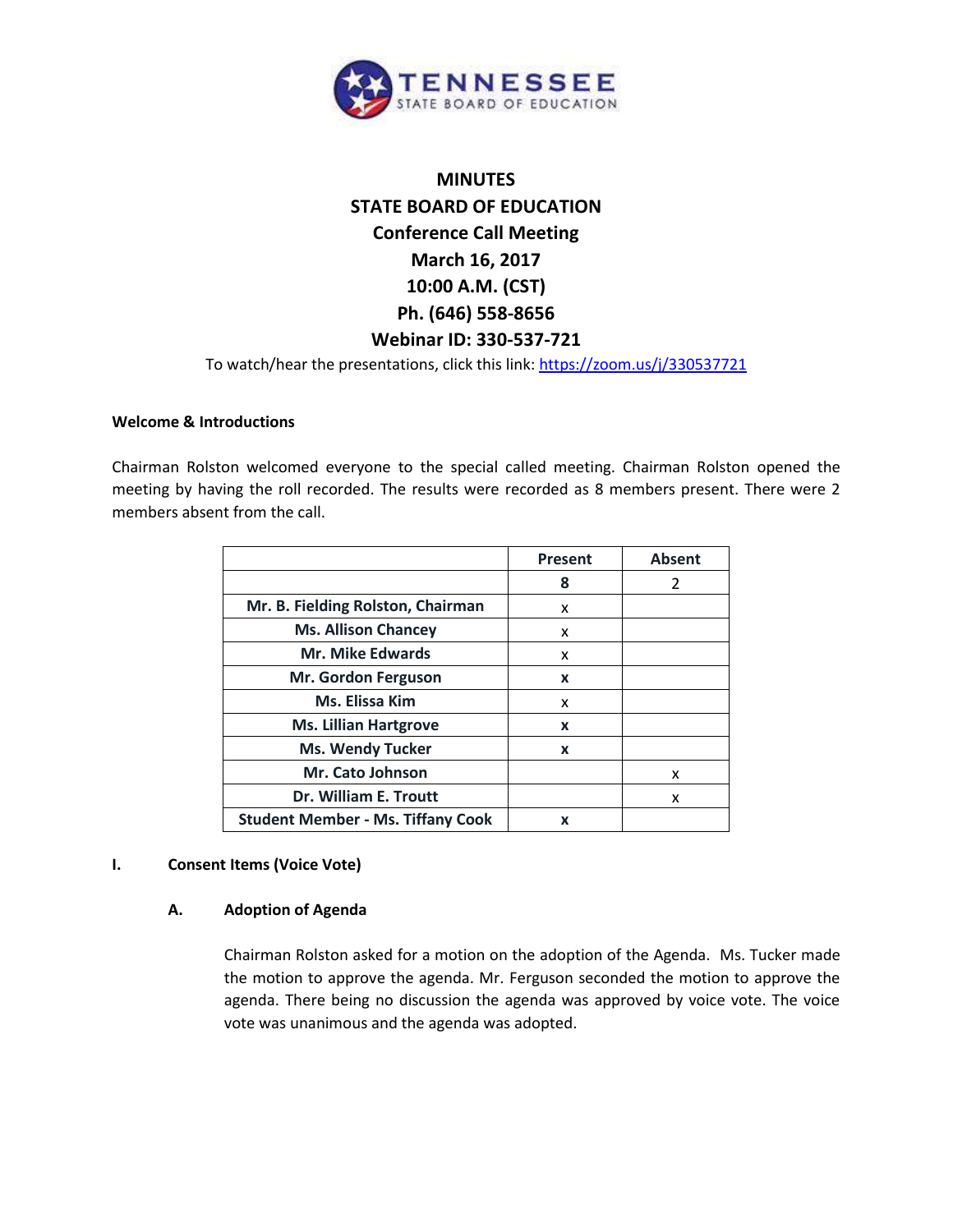TENNESSEE
STATE BOARD OF EDUCATION

# MINUTES
# STATE BOARD OF EDUCATION
## Conference Call Meeting
## March 16, 2017
## 10:00 A.M. (CST)
## Ph. (646) 558-8656
## Webinar ID: 330-537-721

To watch/hear the presentations, click this link: https://zoom.us/j/330537721

**Welcome & Introductions**

Chairman Rolston welcomed everyone to the special called meeting. Chairman Rolston opened the meeting by having the roll recorded. The results were recorded as 8 members present. There were 2 members absent from the call.

| | Present | Absent |
|---|---|---|
| | 8 | 2 |
| Mr. B. Fielding Rolston, Chairman | x | |
| Ms. Allison Chancey | x | |
| Mr. Mike Edwards | x | |
| Mr. Gordon Ferguson | x | |
| Ms. Elissa Kim | x | |
| Ms. Lillian Hartgrove | x | |
| Ms. Wendy Tucker | x | |
| Mr. Cato Johnson | | x |
| Dr. William E. Troutt | | x |
| Student Member - Ms. Tiffany Cook | x | |

**I. Consent Items (Voice Vote)**

**A. Adoption of Agenda**

Chairman Rolston asked for a motion on the adoption of the Agenda. Ms. Tucker made the motion to approve the agenda. Mr. Ferguson seconded the motion to approve the agenda. There being no discussion the agenda was approved by voice vote. The voice vote was unanimous and the agenda was adopted.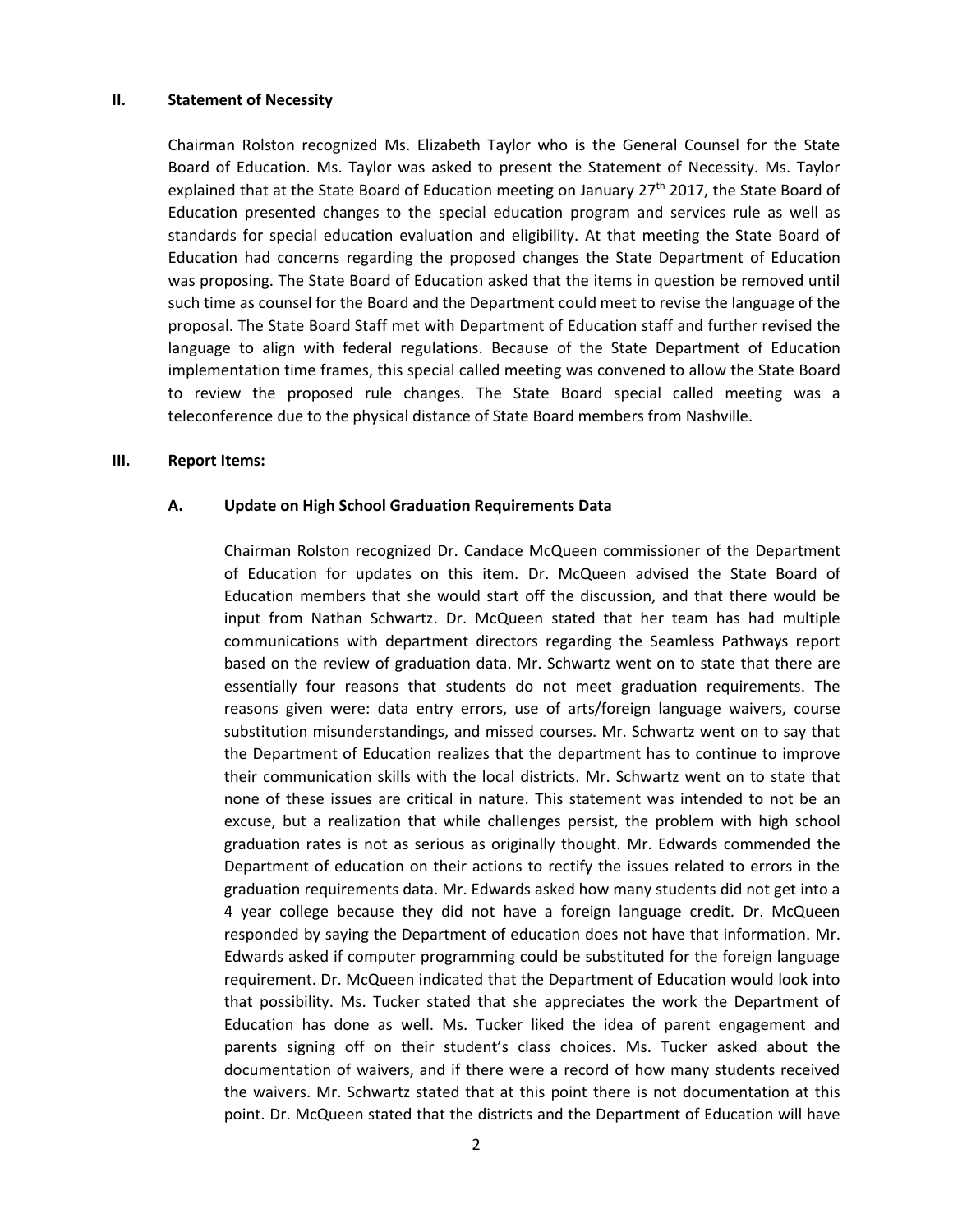## II. Statement of Necessity

Chairman Rolston recognized Ms. Elizabeth Taylor who is the General Counsel for the State Board of Education. Ms. Taylor was asked to present the Statement of Necessity. Ms. Taylor explained that at the State Board of Education meeting on January 27th 2017, the State Board of Education presented changes to the special education program and services rule as well as standards for special education evaluation and eligibility. At that meeting the State Board of Education had concerns regarding the proposed changes the State Department of Education was proposing. The State Board of Education asked that the items in question be removed until such time as counsel for the Board and the Department could meet to revise the language of the proposal. The State Board Staff met with Department of Education staff and further revised the language to align with federal regulations. Because of the State Department of Education implementation time frames, this special called meeting was convened to allow the State Board to review the proposed rule changes. The State Board special called meeting was a teleconference due to the physical distance of State Board members from Nashville.

## III. Report Items:

### A. Update on High School Graduation Requirements Data

Chairman Rolston recognized Dr. Candace McQueen commissioner of the Department of Education for updates on this item. Dr. McQueen advised the State Board of Education members that she would start off the discussion, and that there would be input from Nathan Schwartz. Dr. McQueen stated that her team has had multiple communications with department directors regarding the Seamless Pathways report based on the review of graduation data. Mr. Schwartz went on to state that there are essentially four reasons that students do not meet graduation requirements. The reasons given were: data entry errors, use of arts/foreign language waivers, course substitution misunderstandings, and missed courses. Mr. Schwartz went on to say that the Department of Education realizes that the department has to continue to improve their communication skills with the local districts. Mr. Schwartz went on to state that none of these issues are critical in nature. This statement was intended to not be an excuse, but a realization that while challenges persist, the problem with high school graduation rates is not as serious as originally thought. Mr. Edwards commended the Department of education on their actions to rectify the issues related to errors in the graduation requirements data. Mr. Edwards asked how many students did not get into a 4 year college because they did not have a foreign language credit. Dr. McQueen responded by saying the Department of education does not have that information. Mr. Edwards asked if computer programming could be substituted for the foreign language requirement. Dr. McQueen indicated that the Department of Education would look into that possibility. Ms. Tucker stated that she appreciates the work the Department of Education has done as well. Ms. Tucker liked the idea of parent engagement and parents signing off on their student's class choices. Ms. Tucker asked about the documentation of waivers, and if there were a record of how many students received the waivers. Mr. Schwartz stated that at this point there is not documentation at this point. Dr. McQueen stated that the districts and the Department of Education will have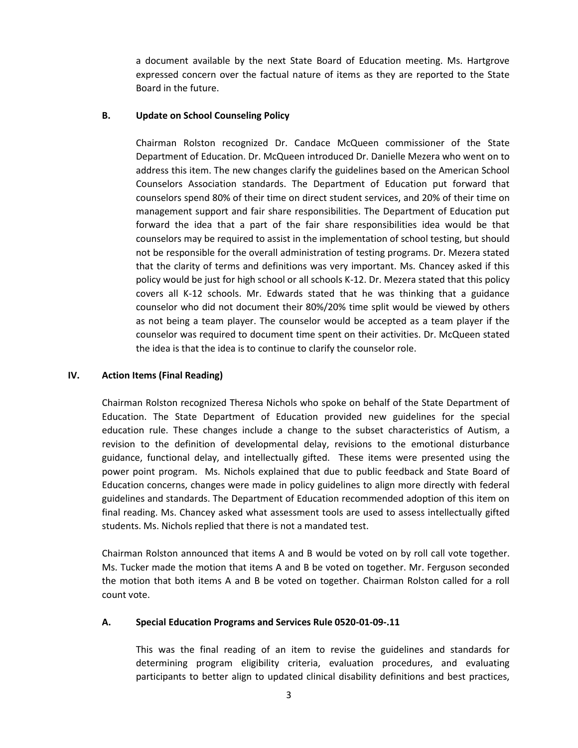a document available by the next State Board of Education meeting. Ms. Hartgrove expressed concern over the factual nature of items as they are reported to the State Board in the future.

**B. Update on School Counseling Policy**

Chairman Rolston recognized Dr. Candace McQueen commissioner of the State Department of Education. Dr. McQueen introduced Dr. Danielle Mezera who went on to address this item. The new changes clarify the guidelines based on the American School Counselors Association standards. The Department of Education put forward that counselors spend 80% of their time on direct student services, and 20% of their time on management support and fair share responsibilities. The Department of Education put forward the idea that a part of the fair share responsibilities idea would be that counselors may be required to assist in the implementation of school testing, but should not be responsible for the overall administration of testing programs. Dr. Mezera stated that the clarity of terms and definitions was very important. Ms. Chancey asked if this policy would be just for high school or all schools K-12. Dr. Mezera stated that this policy covers all K-12 schools. Mr. Edwards stated that he was thinking that a guidance counselor who did not document their 80%/20% time split would be viewed by others as not being a team player. The counselor would be accepted as a team player if the counselor was required to document time spent on their activities. Dr. McQueen stated the idea is that the idea is to continue to clarify the counselor role.

## IV. Action Items (Final Reading)

Chairman Rolston recognized Theresa Nichols who spoke on behalf of the State Department of Education. The State Department of Education provided new guidelines for the special education rule. These changes include a change to the subset characteristics of Autism, a revision to the definition of developmental delay, revisions to the emotional disturbance guidance, functional delay, and intellectually gifted. These items were presented using the power point program. Ms. Nichols explained that due to public feedback and State Board of Education concerns, changes were made in policy guidelines to align more directly with federal guidelines and standards. The Department of Education recommended adoption of this item on final reading. Ms. Chancey asked what assessment tools are used to assess intellectually gifted students. Ms. Nichols replied that there is not a mandated test.

Chairman Rolston announced that items A and B would be voted on by roll call vote together. Ms. Tucker made the motion that items A and B be voted on together. Mr. Ferguson seconded the motion that both items A and B be voted on together. Chairman Rolston called for a roll count vote.

**A. Special Education Programs and Services Rule 0520-01-09-.11**

This was the final reading of an item to revise the guidelines and standards for determining program eligibility criteria, evaluation procedures, and evaluating participants to better align to updated clinical disability definitions and best practices,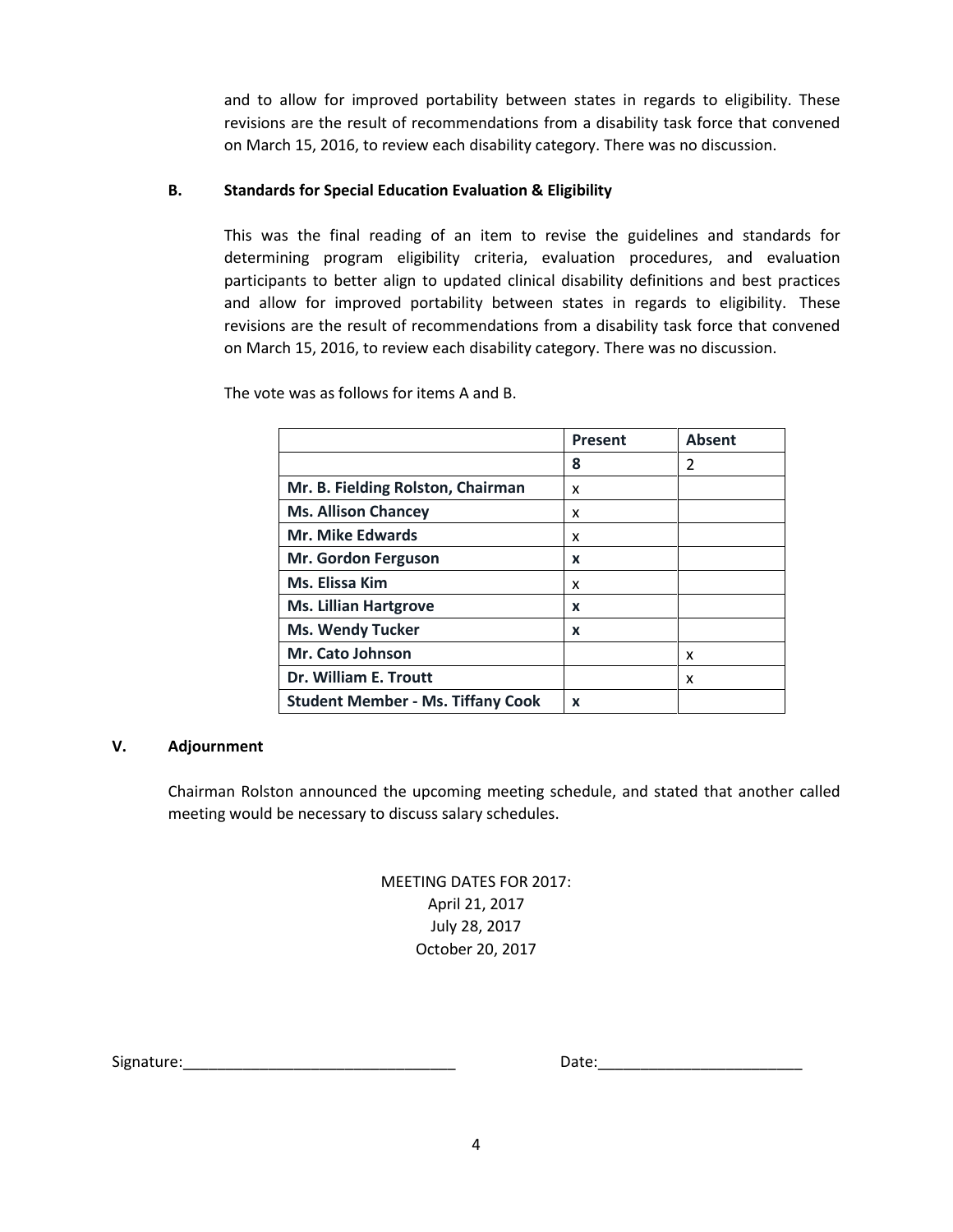and to allow for improved portability between states in regards to eligibility. These revisions are the result of recommendations from a disability task force that convened on March 15, 2016, to review each disability category. There was no discussion.

**B. Standards for Special Education Evaluation & Eligibility**

This was the final reading of an item to revise the guidelines and standards for determining program eligibility criteria, evaluation procedures, and evaluation participants to better align to updated clinical disability definitions and best practices and allow for improved portability between states in regards to eligibility. These revisions are the result of recommendations from a disability task force that convened on March 15, 2016, to review each disability category. There was no discussion.

The vote was as follows for items A and B.

| | Present | Absent |
|---|---|---|
| | **8** | 2 |
| **Mr. B. Fielding Rolston, Chairman** | x | |
| **Ms. Allison Chancey** | x | |
| **Mr. Mike Edwards** | x | |
| **Mr. Gordon Ferguson** | **x** | |
| **Ms. Elissa Kim** | x | |
| **Ms. Lillian Hartgrove** | **x** | |
| **Ms. Wendy Tucker** | **x** | |
| **Mr. Cato Johnson** | | x |
| **Dr. William E. Troutt** | | x |
| **Student Member - Ms. Tiffany Cook** | **x** | |

## V. Adjournment

Chairman Rolston announced the upcoming meeting schedule, and stated that another called meeting would be necessary to discuss salary schedules.

MEETING DATES FOR 2017:
April 21, 2017
July 28, 2017
October 20, 2017

Signature:\_\_\_\_\_\_\_\_\_\_\_\_\_\_\_\_\_\_\_\_\_\_\_\_\_\_\_\_\_\_\_\_ Date:\_\_\_\_\_\_\_\_\_\_\_\_\_\_\_\_\_\_\_\_\_\_\_\_\_